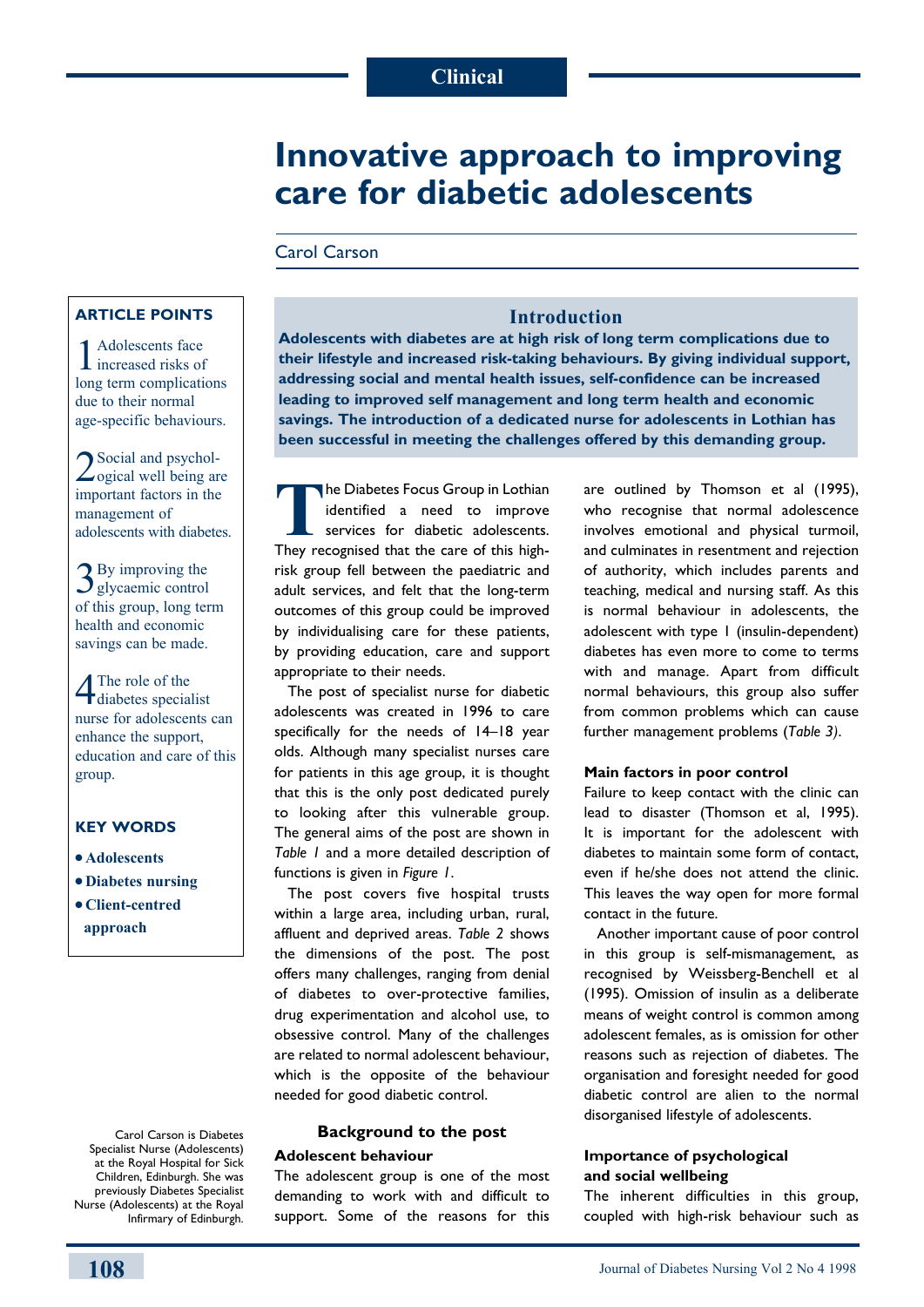# Innovative approach to improving care for diabetic adolescents

Carol Carson

## Introduction

**Adolescents with diabetes are at high risk of long term complications due to their lifestyle and increased risk-taking behaviours. By giving individual support, addressing social and mental health issues, self-confidence can be increased leading to improved self management and long term health and economic savings. The introduction of a dedicated nurse for adolescents in Lothian has been successful in meeting the challenges offered by this demanding group.**

### ARTICLE POINTS

1. Adolescents face increased risks of long term complications due to their normal age-specific behaviours.
2. Social and psychological well being are important factors in the management of adolescents with diabetes.
3. By improving the glycaemic control of this group, long term health and economic savings can be made.
4. The role of the diabetes specialist nurse for adolescents can enhance the support, education and care of this group.

### KEY WORDS

- Adolescents
- Diabetes nursing
- Client-centred approach

Carol Carson is Diabetes Specialist Nurse (Adolescents) at the Royal Hospital for Sick Children, Edinburgh. She was previously Diabetes Specialist Nurse (Adolescents) at the Royal Infirmary of Edinburgh.

The Diabetes Focus Group in Lothian identified a need to improve services for diabetic adolescents. They recognised that the care of this high-risk group fell between the paediatric and adult services, and felt that the long-term outcomes of this group could be improved by individualising care for these patients, by providing education, care and support appropriate to their needs.

The post of specialist nurse for diabetic adolescents was created in 1996 to care specifically for the needs of 14–18 year olds. Although many specialist nurses care for patients in this age group, it is thought that this is the only post dedicated purely to looking after this vulnerable group. The general aims of the post are shown in *Table 1* and a more detailed description of functions is given in *Figure 1*.

The post covers five hospital trusts within a large area, including urban, rural, affluent and deprived areas. *Table 2* shows the dimensions of the post. The post offers many challenges, ranging from denial of diabetes to over-protective families, drug experimentation and alcohol use, to obsessive control. Many of the challenges are related to normal adolescent behaviour, which is the opposite of the behaviour needed for good diabetic control.

## Background to the post

### Adolescent behaviour

The adolescent group is one of the most demanding to work with and difficult to support. Some of the reasons for this are outlined by Thomson et al (1995), who recognise that normal adolescence involves emotional and physical turmoil, and culminates in resentment and rejection of authority, which includes parents and teaching, medical and nursing staff. As this is normal behaviour in adolescents, the adolescent with type 1 (insulin-dependent) diabetes has even more to come to terms with and manage. Apart from difficult normal behaviours, this group also suffer from common problems which can cause further management problems (*Table 3*).

### Main factors in poor control

Failure to keep contact with the clinic can lead to disaster (Thomson et al, 1995). It is important for the adolescent with diabetes to maintain some form of contact, even if he/she does not attend the clinic. This leaves the way open for more formal contact in the future.

Another important cause of poor control in this group is self-mismanagement, as recognised by Weissberg-Benchell et al (1995). Omission of insulin as a deliberate means of weight control is common among adolescent females, as is omission for other reasons such as rejection of diabetes. The organisation and foresight needed for good diabetic control are alien to the normal disorganised lifestyle of adolescents.

### Importance of psychological and social wellbeing

The inherent difficulties in this group, coupled with high-risk behaviour such as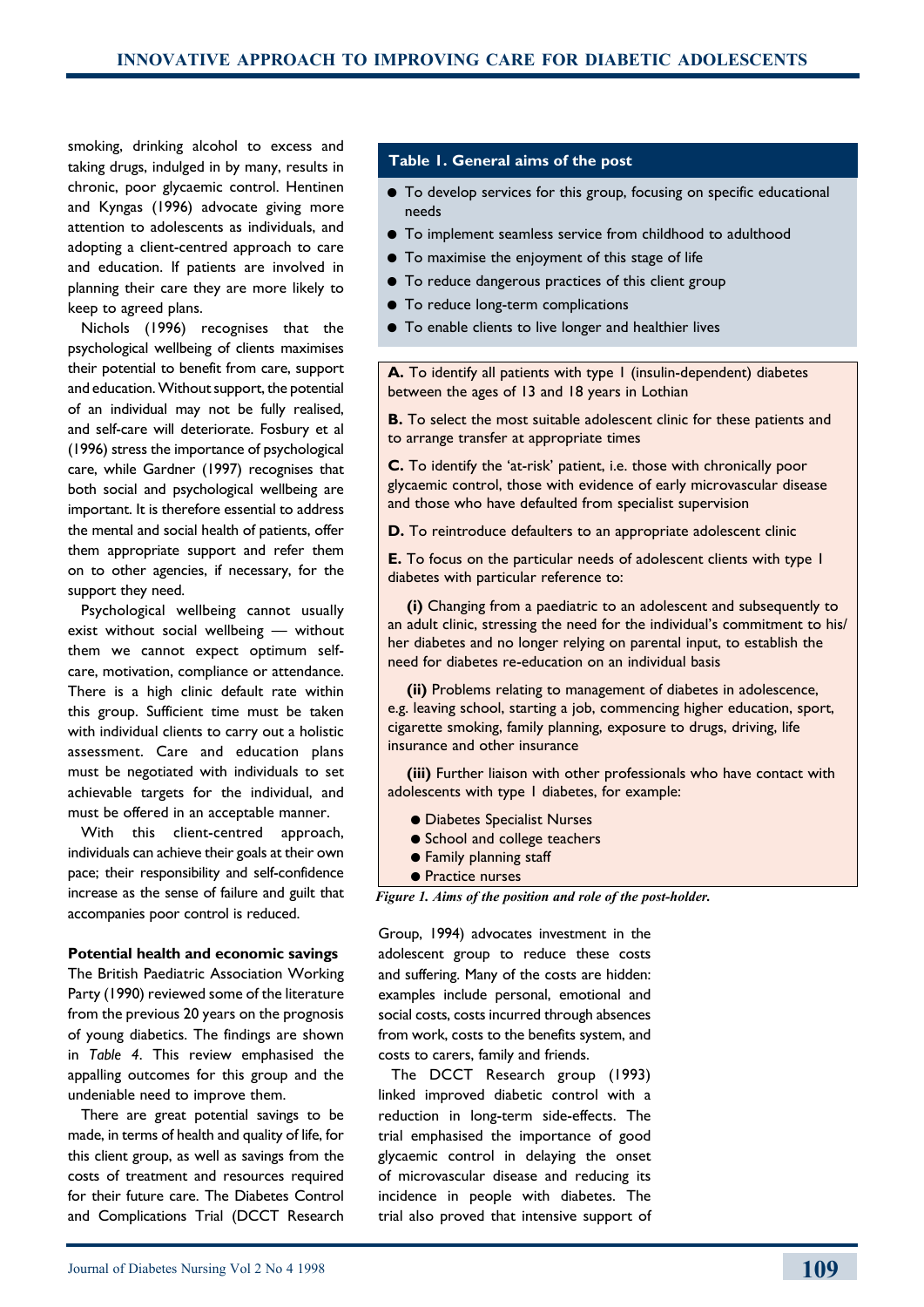smoking, drinking alcohol to excess and taking drugs, indulged in by many, results in chronic, poor glycaemic control. Hentinen and Kyngas (1996) advocate giving more attention to adolescents as individuals, and adopting a client-centred approach to care and education. If patients are involved in planning their care they are more likely to keep to agreed plans.

Nichols (1996) recognises that the psychological wellbeing of clients maximises their potential to benefit from care, support and education. Without support, the potential of an individual may not be fully realised, and self-care will deteriorate. Fosbury et al (1996) stress the importance of psychological care, while Gardner (1997) recognises that both social and psychological wellbeing are important. It is therefore essential to address the mental and social health of patients, offer them appropriate support and refer them on to other agencies, if necessary, for the support they need.

Psychological wellbeing cannot usually exist without social wellbeing — without them we cannot expect optimum self-care, motivation, compliance or attendance. There is a high clinic default rate within this group. Sufficient time must be taken with individual clients to carry out a holistic assessment. Care and education plans must be negotiated with individuals to set achievable targets for the individual, and must be offered in an acceptable manner.

With this client-centred approach, individuals can achieve their goals at their own pace; their responsibility and self-confidence increase as the sense of failure and guilt that accompanies poor control is reduced.

**Potential health and economic savings**

The British Paediatric Association Working Party (1990) reviewed some of the literature from the previous 20 years on the prognosis of young diabetics. The findings are shown in *Table 4*. This review emphasised the appalling outcomes for this group and the undeniable need to improve them.

There are great potential savings to be made, in terms of health and quality of life, for this client group, as well as savings from the costs of treatment and resources required for their future care. The Diabetes Control and Complications Trial (DCCT Research Group, 1994) advocates investment in the adolescent group to reduce these costs and suffering. Many of the costs are hidden: examples include personal, emotional and social costs, costs incurred through absences from work, costs to the benefits system, and costs to carers, family and friends.

The DCCT Research group (1993) linked improved diabetic control with a reduction in long-term side-effects. The trial emphasised the importance of good glycaemic control in delaying the onset of microvascular disease and reducing its incidence in people with diabetes. The trial also proved that intensive support of

**Table 1. General aims of the post**

- To develop services for this group, focusing on specific educational needs
- To implement seamless service from childhood to adulthood
- To maximise the enjoyment of this stage of life
- To reduce dangerous practices of this client group
- To reduce long-term complications
- To enable clients to live longer and healthier lives

**A.** To identify all patients with type 1 (insulin-dependent) diabetes between the ages of 13 and 18 years in Lothian

**B.** To select the most suitable adolescent clinic for these patients and to arrange transfer at appropriate times

**C.** To identify the 'at-risk' patient, i.e. those with chronically poor glycaemic control, those with evidence of early microvascular disease and those who have defaulted from specialist supervision

**D.** To reintroduce defaulters to an appropriate adolescent clinic

**E.** To focus on the particular needs of adolescent clients with type 1 diabetes with particular reference to:

**(i)** Changing from a paediatric to an adolescent and subsequently to an adult clinic, stressing the need for the individual's commitment to his/her diabetes and no longer relying on parental input, to establish the need for diabetes re-education on an individual basis

**(ii)** Problems relating to management of diabetes in adolescence, e.g. leaving school, starting a job, commencing higher education, sport, cigarette smoking, family planning, exposure to drugs, driving, life insurance and other insurance

**(iii)** Further liaison with other professionals who have contact with adolescents with type 1 diabetes, for example:

- Diabetes Specialist Nurses
- School and college teachers
- Family planning staff
- Practice nurses

*Figure 1. Aims of the position and role of the post-holder.*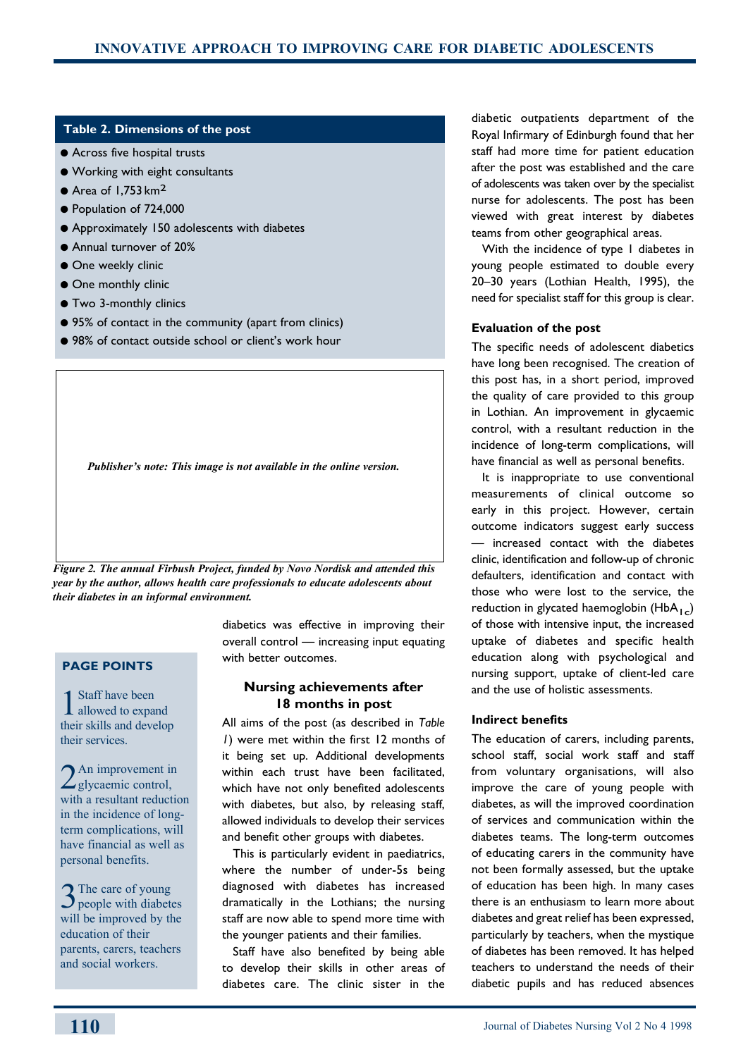**Table 2. Dimensions of the post**

- Across five hospital trusts
- Working with eight consultants
- Area of 1,753 km$^2$
- Population of 724,000
- Approximately 150 adolescents with diabetes
- Annual turnover of 20%
- One weekly clinic
- One monthly clinic
- Two 3-monthly clinics
- 95% of contact in the community (apart from clinics)
- 98% of contact outside school or client's work hour

*Publisher's note: This image is not available in the online version.*

*Figure 2. The annual Firbush Project, funded by Novo Nordisk and attended this year by the author, allows health care professionals to educate adolescents about their diabetes in an informal environment.*

**PAGE POINTS**

1. Staff have been allowed to expand their skills and develop their services.

2. An improvement in glycaemic control, with a resultant reduction in the incidence of long-term complications, will have financial as well as personal benefits.

3. The care of young people with diabetes will be improved by the education of their parents, carers, teachers and social workers.

diabetics was effective in improving their overall control — increasing input equating with better outcomes.

### Nursing achievements after 18 months in post

All aims of the post (as described in *Table 1*) were met within the first 12 months of it being set up. Additional developments within each trust have been facilitated, which have not only benefited adolescents with diabetes, but also, by releasing staff, allowed individuals to develop their services and benefit other groups with diabetes.

This is particularly evident in paediatrics, where the number of under-5s being diagnosed with diabetes has increased dramatically in the Lothians; the nursing staff are now able to spend more time with the younger patients and their families.

Staff have also benefited by being able to develop their skills in other areas of diabetes care. The clinic sister in the diabetic outpatients department of the Royal Infirmary of Edinburgh found that her staff had more time for patient education after the post was established and the care of adolescents was taken over by the specialist nurse for adolescents. The post has been viewed with great interest by diabetes teams from other geographical areas.

With the incidence of type 1 diabetes in young people estimated to double every 20–30 years (Lothian Health, 1995), the need for specialist staff for this group is clear.

### Evaluation of the post

The specific needs of adolescent diabetics have long been recognised. The creation of this post has, in a short period, improved the quality of care provided to this group in Lothian. An improvement in glycaemic control, with a resultant reduction in the incidence of long-term complications, will have financial as well as personal benefits.

It is inappropriate to use conventional measurements of clinical outcome so early in this project. However, certain outcome indicators suggest early success — increased contact with the diabetes clinic, identification and follow-up of chronic defaulters, identification and contact with those who were lost to the service, the reduction in glycated haemoglobin ($HbA_{1c}$) of those with intensive input, the increased uptake of diabetes and specific health education along with psychological and nursing support, uptake of client-led care and the use of holistic assessments.

### Indirect benefits

The education of carers, including parents, school staff, social work staff and staff from voluntary organisations, will also improve the care of young people with diabetes, as will the improved coordination of services and communication within the diabetes teams. The long-term outcomes of educating carers in the community have not been formally assessed, but the uptake of education has been high. In many cases there is an enthusiasm to learn more about diabetes and great relief has been expressed, particularly by teachers, when the mystique of diabetes has been removed. It has helped teachers to understand the needs of their diabetic pupils and has reduced absences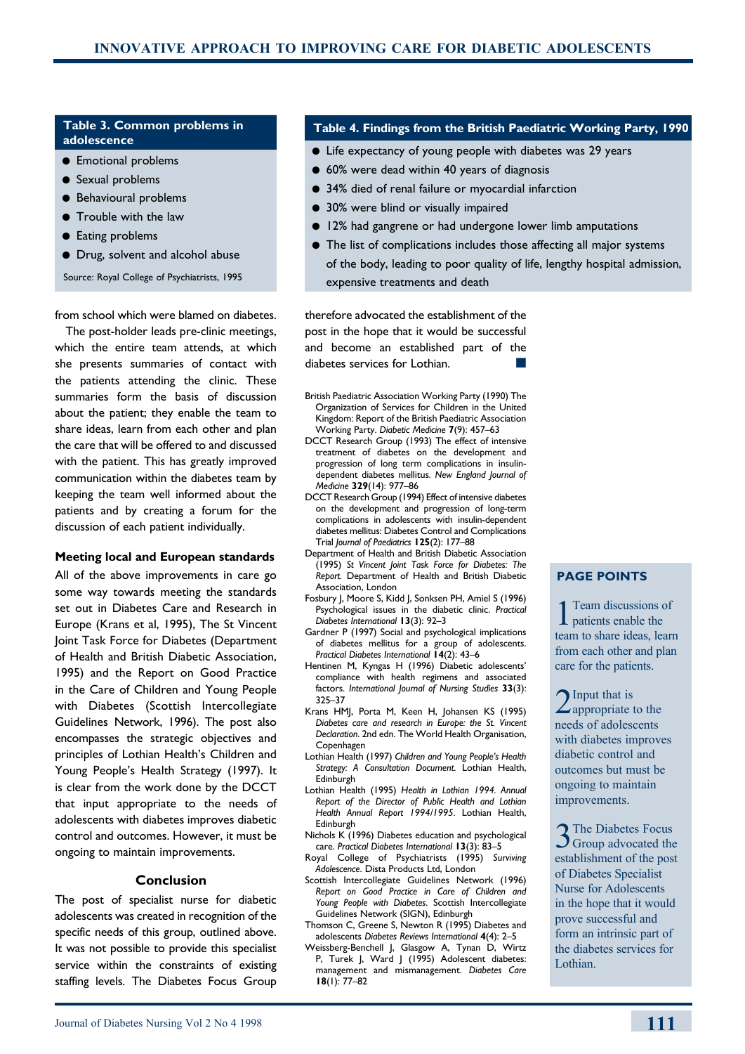**Table 3. Common problems in adolescence**

- Emotional problems
- Sexual problems
- Behavioural problems
- Trouble with the law
- Eating problems
- Drug, solvent and alcohol abuse

Source: Royal College of Psychiatrists, 1995

**Table 4. Findings from the British Paediatric Working Party, 1990**

- Life expectancy of young people with diabetes was 29 years
- 60% were dead within 40 years of diagnosis
- 34% died of renal failure or myocardial infarction
- 30% were blind or visually impaired
- 12% had gangrene or had undergone lower limb amputations
- The list of complications includes those affecting all major systems of the body, leading to poor quality of life, lengthy hospital admission, expensive treatments and death

from school which were blamed on diabetes.

The post-holder leads pre-clinic meetings, which the entire team attends, at which she presents summaries of contact with the patients attending the clinic. These summaries form the basis of discussion about the patient; they enable the team to share ideas, learn from each other and plan the care that will be offered to and discussed with the patient. This has greatly improved communication within the diabetes team by keeping the team well informed about the patients and by creating a forum for the discussion of each patient individually.

### Meeting local and European standards

All of the above improvements in care go some way towards meeting the standards set out in Diabetes Care and Research in Europe (Krans et al, 1995), The St Vincent Joint Task Force for Diabetes (Department of Health and British Diabetic Association, 1995) and the Report on Good Practice in the Care of Children and Young People with Diabetes (Scottish Intercollegiate Guidelines Network, 1996). The post also encompasses the strategic objectives and principles of Lothian Health's Children and Young People's Health Strategy (1997). It is clear from the work done by the DCCT that input appropriate to the needs of adolescents with diabetes improves diabetic control and outcomes. However, it must be ongoing to maintain improvements.

## Conclusion

The post of specialist nurse for diabetic adolescents was created in recognition of the specific needs of this group, outlined above. It was not possible to provide this specialist service within the constraints of existing staffing levels. The Diabetes Focus Group therefore advocated the establishment of the post in the hope that it would be successful and become an established part of the diabetes services for Lothian. ■

British Paediatric Association Working Party (1990) The Organization of Services for Children in the United Kingdom: Report of the British Paediatric Association Working Party. *Diabetic Medicine* **7**(9): 457–63

DCCT Research Group (1993) The effect of intensive treatment of diabetes on the development and progression of long term complications in insulin-dependent diabetes mellitus. *New England Journal of Medicine* **329**(14): 977–86

DCCT Research Group (1994) Effect of intensive diabetes on the development and progression of long-term complications in adolescents with insulin-dependent diabetes mellitus: Diabetes Control and Complications Trial *Journal of Paediatrics* **125**(2): 177–88

Department of Health and British Diabetic Association (1995) *St Vincent Joint Task Force for Diabetes: The Report.* Department of Health and British Diabetic Association, London

Fosbury J, Moore S, Kidd J, Sonksen PH, Amiel S (1996) Psychological issues in the diabetic clinic. *Practical Diabetes International* **13**(3): 92–3

Gardner P (1997) Social and psychological implications of diabetes mellitus for a group of adolescents. *Practical Diabetes International* **14**(2): 43–6

Hentinen M, Kyngas H (1996) Diabetic adolescents' compliance with health regimens and associated factors. *International Journal of Nursing Studies* **33**(3): 325–37

Krans HMJ, Porta M, Keen H, Johansen KS (1995) *Diabetes care and research in Europe: the St. Vincent Declaration.* 2nd edn. The World Health Organisation, Copenhagen

Lothian Health (1997) *Children and Young People's Health Strategy: A Consultation Document.* Lothian Health, Edinburgh

Lothian Health (1995) *Health in Lothian 1994. Annual Report of the Director of Public Health and Lothian Health Annual Report 1994/1995.* Lothian Health, Edinburgh

Nichols K (1996) Diabetes education and psychological care. *Practical Diabetes International* **13**(3): 83–5

Royal College of Psychiatrists (1995) *Surviving Adolescence.* Dista Products Ltd, London

Scottish Intercollegiate Guidelines Network (1996) *Report on Good Practice in Care of Children and Young People with Diabetes.* Scottish Intercollegiate Guidelines Network (SIGN), Edinburgh

Thomson C, Greene S, Newton R (1995) Diabetes and adolescents *Diabetes Reviews International* **4**(4): 2–5

Weissberg-Benchell J, Glasgow A, Tynan D, Wirtz P, Turek J, Ward J (1995) Adolescent diabetes: management and mismanagement. *Diabetes Care* **18**(1): 77–82

**PAGE POINTS**

1. Team discussions of patients enable the team to share ideas, learn from each other and plan care for the patients.

2. Input that is appropriate to the needs of adolescents with diabetes improves diabetic control and outcomes but must be ongoing to maintain improvements.

3. The Diabetes Focus Group advocated the establishment of the post of Diabetes Specialist Nurse for Adolescents in the hope that it would prove successful and form an intrinsic part of the diabetes services for Lothian.